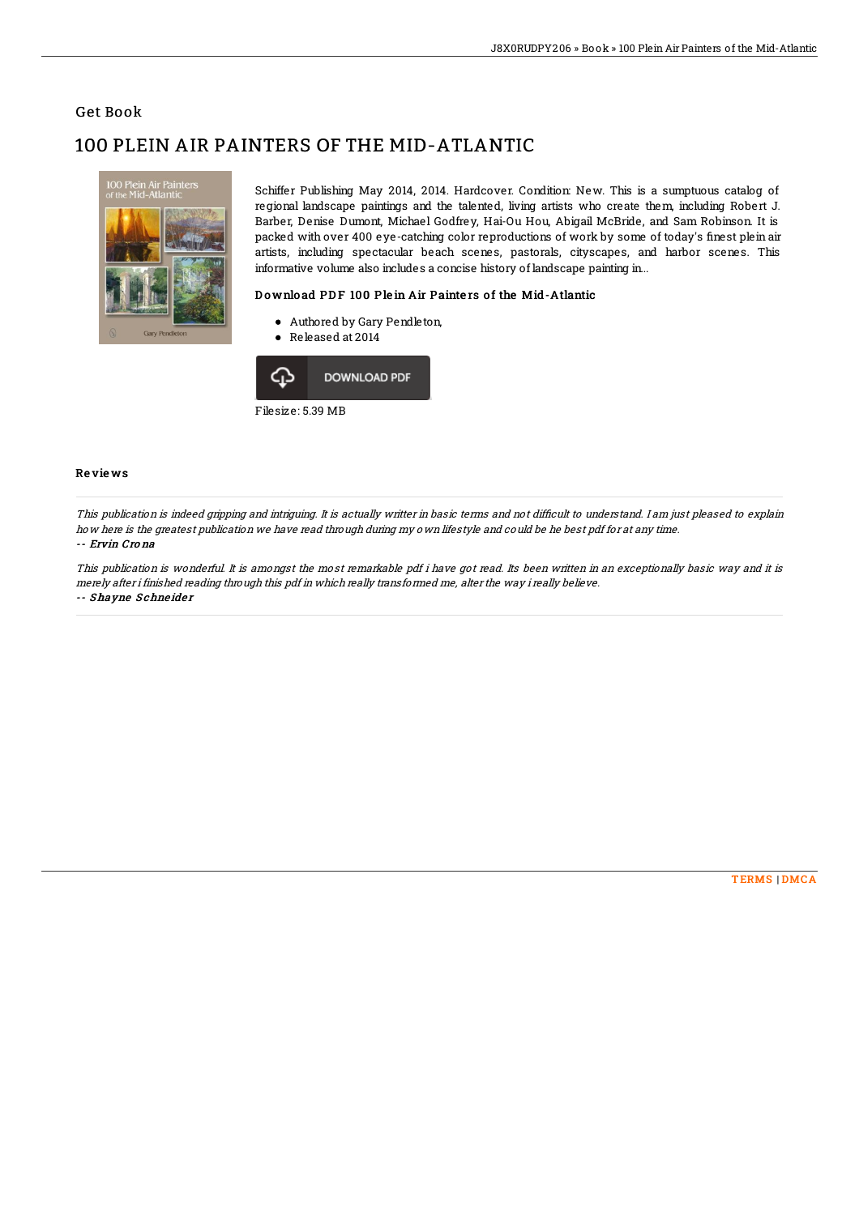Get Book

# 100 PLEIN AIR PAINTERS OF THE MID-ATLANTIC

Schiffer Publishing May 2014, 2014. Hardcover. Condition: New. This is a sumptuous catalog of regional landscape paintings and the talented, living artists who create them, including Robert J. Barber, Denise Dumont, Michael Godfrey, Hai-Ou Hou, Abigail McBride, and Sam Robinson. It is packed with over 400 eye-catching color reproductions of work by some of today's finest plein air artists, including spectacular beach scenes, pastorals, cityscapes, and harbor scenes. This informative volume also includes a concise history of landscape painting in...

### Download PDF 100 Plein Air Painters of the Mid-Atlantic

- Authored by Gary Pendleton,
- Released at 2014

DOWNLOAD PDF

Filesize: 5.39 MB

## Reviews

*This publication is indeed gripping and intriguing. It is actually writter in basic terms and not difficult to understand. I am just pleased to explain how here is the greatest publication we have read through during my own lifestyle and could be he best pdf for at any time.*

-- *Ervin Crona*

*This publication is wonderful. It is amongst the most remarkable pdf i have got read. Its been written in an exceptionally basic way and it is merely after i finished reading through this pdf in which really transformed me, alter the way i really believe.*

-- *Shayne Schneider*

TERMS | DMCA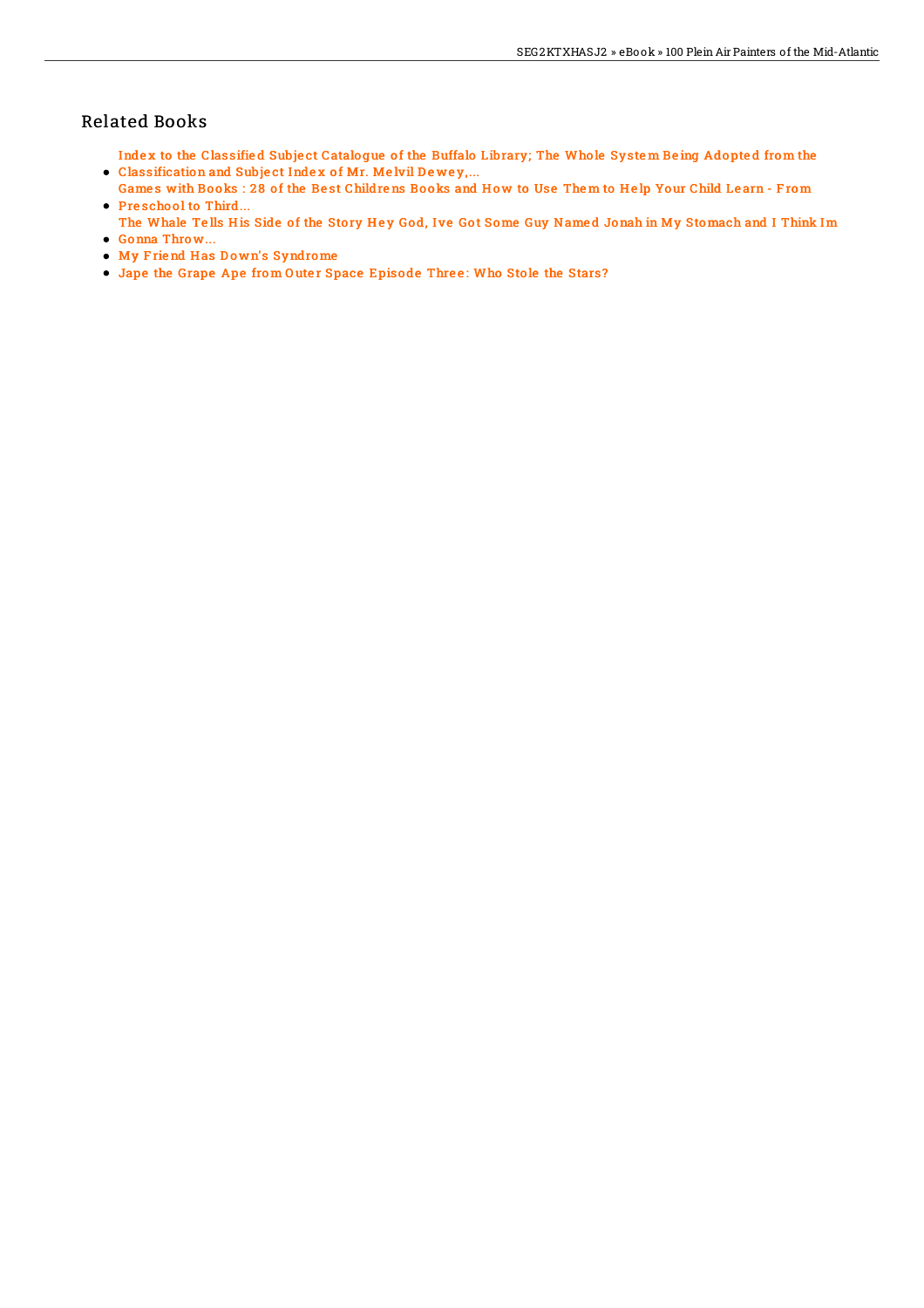## Related Books

- Index to the Classified Subject Catalogue of the Buffalo Library; The Whole System Being Adopted from the Classification and Subject Index of Mr. Melvil Dewey,...
- Games with Books : 28 of the Best Childrens Books and How to Use Them to Help Your Child Learn - From Preschool to Third...
- The Whale Tells His Side of the Story Hey God, Ive Got Some Guy Named Jonah in My Stomach and I Think Im Gonna Throw...
- My Friend Has Down's Syndrome
- Jape the Grape Ape from Outer Space Episode Three: Who Stole the Stars?